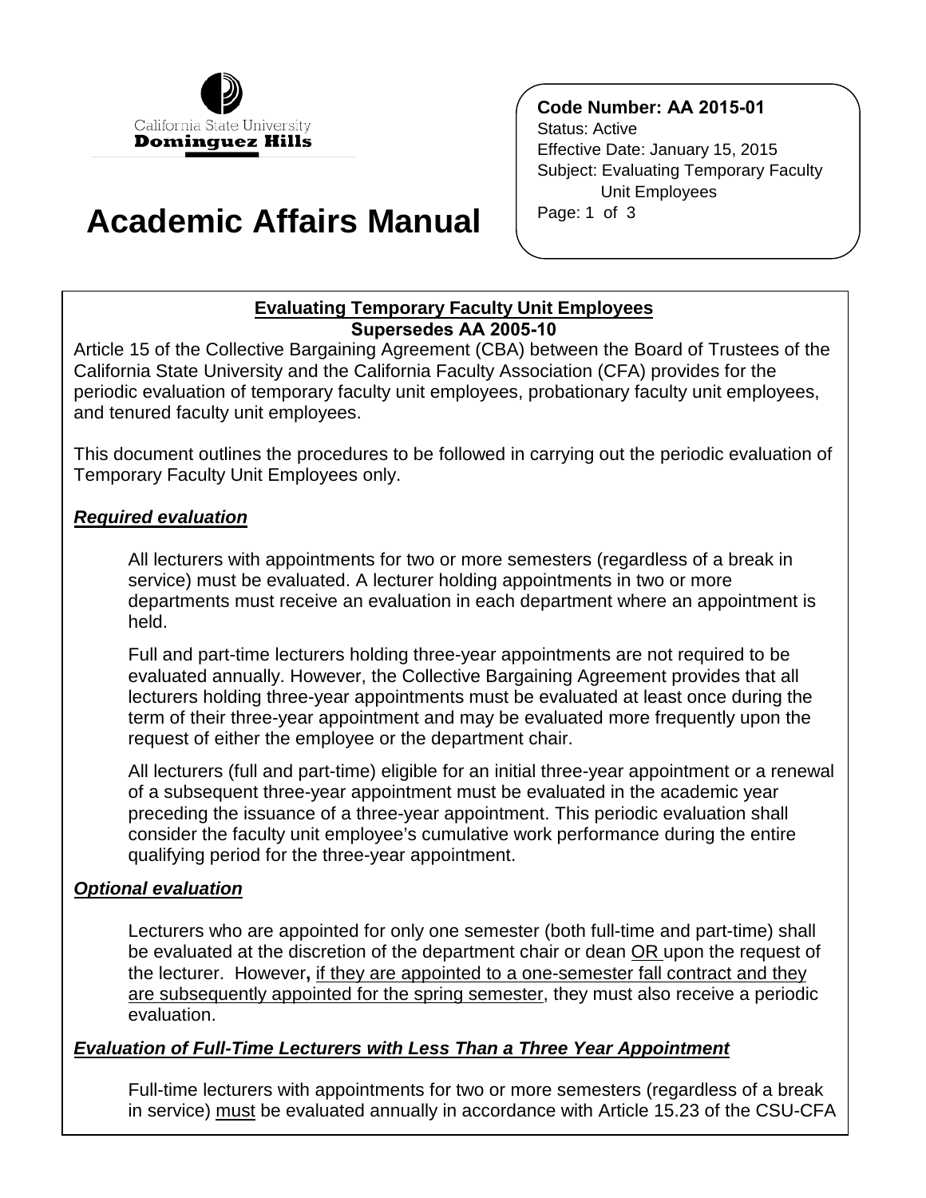California State University
**Dominguez Hills**

# Academic Affairs Manual

**Code Number: AA 2015-01**
Status: Active
Effective Date: January 15, 2015
Subject: Evaluating Temporary Faculty Unit Employees

## Evaluating Temporary Faculty Unit Employees

**Supersedes AA 2005-10**

Article 15 of the Collective Bargaining Agreement (CBA) between the Board of Trustees of the California State University and the California Faculty Association (CFA) provides for the periodic evaluation of temporary faculty unit employees, probationary faculty unit employees, and tenured faculty unit employees.

This document outlines the procedures to be followed in carrying out the periodic evaluation of Temporary Faculty Unit Employees only.

### *Required evaluation*

All lecturers with appointments for two or more semesters (regardless of a break in service) must be evaluated. A lecturer holding appointments in two or more departments must receive an evaluation in each department where an appointment is held.

Full and part-time lecturers holding three-year appointments are not required to be evaluated annually. However, the Collective Bargaining Agreement provides that all lecturers holding three-year appointments must be evaluated at least once during the term of their three-year appointment and may be evaluated more frequently upon the request of either the employee or the department chair.

All lecturers (full and part-time) eligible for an initial three-year appointment or a renewal of a subsequent three-year appointment must be evaluated in the academic year preceding the issuance of a three-year appointment. This periodic evaluation shall consider the faculty unit employee's cumulative work performance during the entire qualifying period for the three-year appointment.

### *Optional evaluation*

Lecturers who are appointed for only one semester (both full-time and part-time) shall be evaluated at the discretion of the department chair or dean OR upon the request of the lecturer. However**,** if they are appointed to a one-semester fall contract and they are subsequently appointed for the spring semester, they must also receive a periodic evaluation.

### *Evaluation of Full-Time Lecturers with Less Than a Three Year Appointment*

Full-time lecturers with appointments for two or more semesters (regardless of a break in service) must be evaluated annually in accordance with Article 15.23 of the CSU-CFA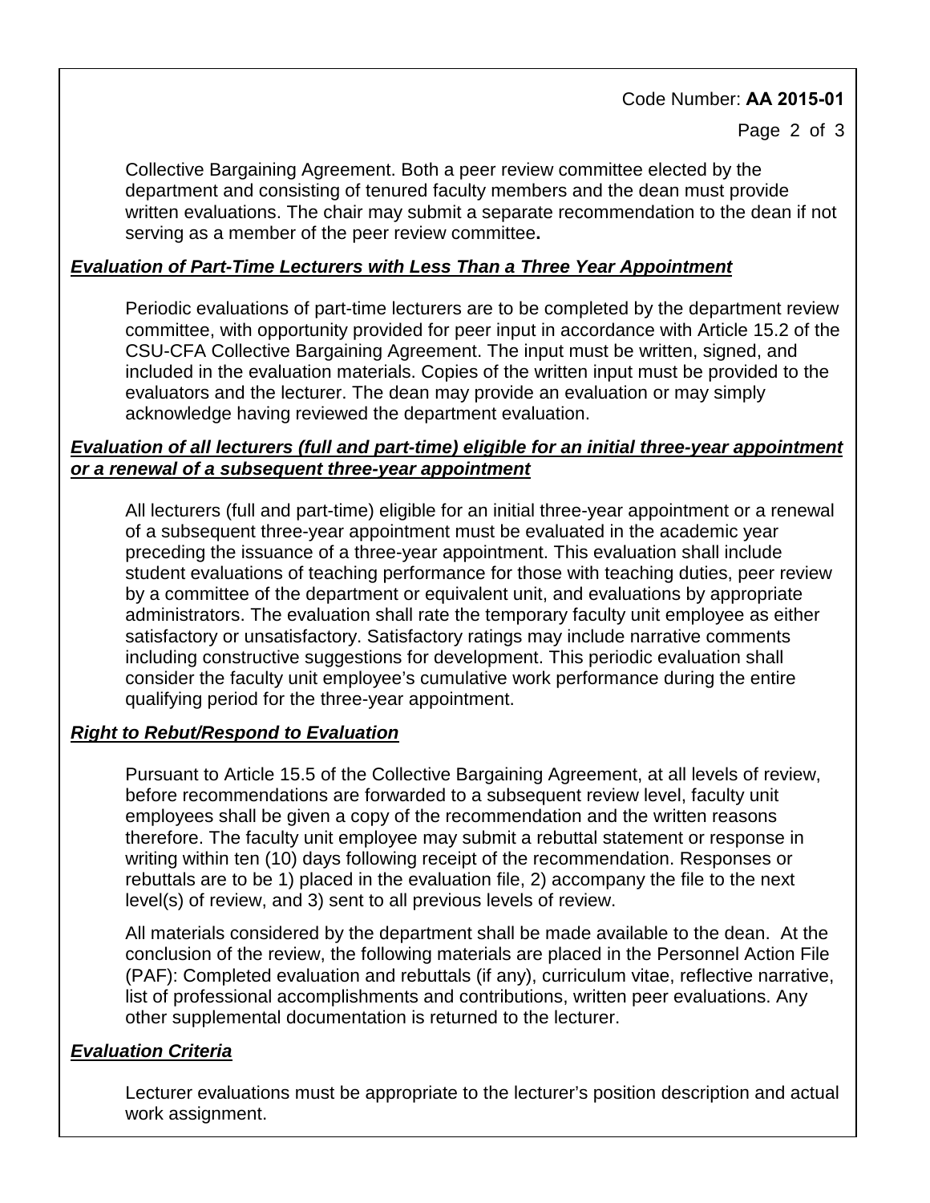Collective Bargaining Agreement. Both a peer review committee elected by the department and consisting of tenured faculty members and the dean must provide written evaluations. The chair may submit a separate recommendation to the dean if not serving as a member of the peer review committee**.**

### ***Evaluation of Part-Time Lecturers with Less Than a Three Year Appointment***

Periodic evaluations of part-time lecturers are to be completed by the department review committee, with opportunity provided for peer input in accordance with Article 15.2 of the CSU-CFA Collective Bargaining Agreement. The input must be written, signed, and included in the evaluation materials. Copies of the written input must be provided to the evaluators and the lecturer. The dean may provide an evaluation or may simply acknowledge having reviewed the department evaluation.

### ***Evaluation of all lecturers (full and part-time) eligible for an initial three-year appointment or a renewal of a subsequent three-year appointment***

All lecturers (full and part-time) eligible for an initial three-year appointment or a renewal of a subsequent three-year appointment must be evaluated in the academic year preceding the issuance of a three-year appointment. This evaluation shall include student evaluations of teaching performance for those with teaching duties, peer review by a committee of the department or equivalent unit, and evaluations by appropriate administrators. The evaluation shall rate the temporary faculty unit employee as either satisfactory or unsatisfactory. Satisfactory ratings may include narrative comments including constructive suggestions for development. This periodic evaluation shall consider the faculty unit employee's cumulative work performance during the entire qualifying period for the three-year appointment.

### ***Right to Rebut/Respond to Evaluation***

Pursuant to Article 15.5 of the Collective Bargaining Agreement, at all levels of review, before recommendations are forwarded to a subsequent review level, faculty unit employees shall be given a copy of the recommendation and the written reasons therefore. The faculty unit employee may submit a rebuttal statement or response in writing within ten (10) days following receipt of the recommendation. Responses or rebuttals are to be 1) placed in the evaluation file, 2) accompany the file to the next level(s) of review, and 3) sent to all previous levels of review.

All materials considered by the department shall be made available to the dean. At the conclusion of the review, the following materials are placed in the Personnel Action File (PAF): Completed evaluation and rebuttals (if any), curriculum vitae, reflective narrative, list of professional accomplishments and contributions, written peer evaluations. Any other supplemental documentation is returned to the lecturer.

### ***Evaluation Criteria***

Lecturer evaluations must be appropriate to the lecturer's position description and actual work assignment.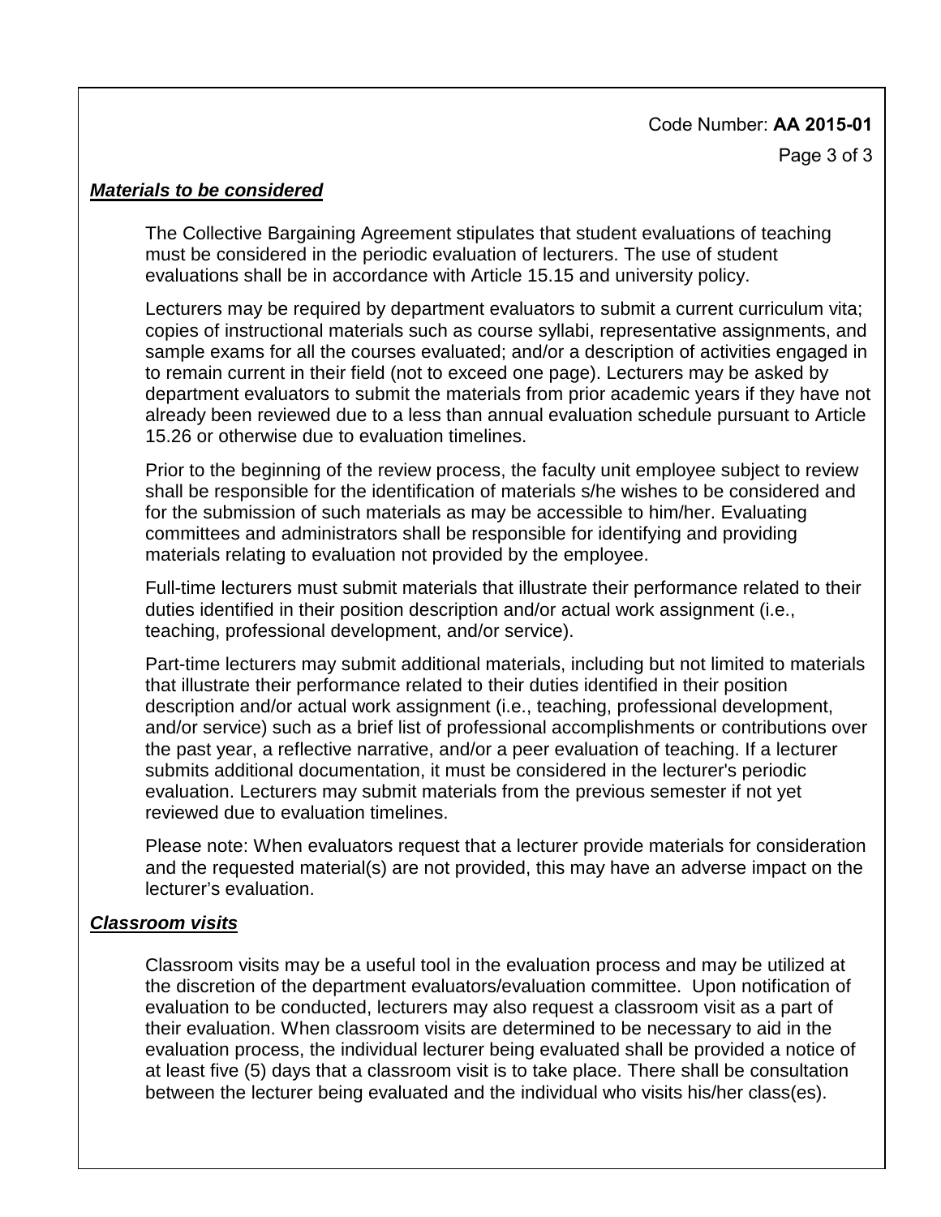***Materials to be considered***

The Collective Bargaining Agreement stipulates that student evaluations of teaching must be considered in the periodic evaluation of lecturers. The use of student evaluations shall be in accordance with Article 15.15 and university policy.

Lecturers may be required by department evaluators to submit a current curriculum vita; copies of instructional materials such as course syllabi, representative assignments, and sample exams for all the courses evaluated; and/or a description of activities engaged in to remain current in their field (not to exceed one page). Lecturers may be asked by department evaluators to submit the materials from prior academic years if they have not already been reviewed due to a less than annual evaluation schedule pursuant to Article 15.26 or otherwise due to evaluation timelines.

Prior to the beginning of the review process, the faculty unit employee subject to review shall be responsible for the identification of materials s/he wishes to be considered and for the submission of such materials as may be accessible to him/her. Evaluating committees and administrators shall be responsible for identifying and providing materials relating to evaluation not provided by the employee.

Full-time lecturers must submit materials that illustrate their performance related to their duties identified in their position description and/or actual work assignment (i.e., teaching, professional development, and/or service).

Part-time lecturers may submit additional materials, including but not limited to materials that illustrate their performance related to their duties identified in their position description and/or actual work assignment (i.e., teaching, professional development, and/or service) such as a brief list of professional accomplishments or contributions over the past year, a reflective narrative, and/or a peer evaluation of teaching. If a lecturer submits additional documentation, it must be considered in the lecturer's periodic evaluation. Lecturers may submit materials from the previous semester if not yet reviewed due to evaluation timelines.

Please note: When evaluators request that a lecturer provide materials for consideration and the requested material(s) are not provided, this may have an adverse impact on the lecturer's evaluation.

***Classroom visits***

Classroom visits may be a useful tool in the evaluation process and may be utilized at the discretion of the department evaluators/evaluation committee. Upon notification of evaluation to be conducted, lecturers may also request a classroom visit as a part of their evaluation. When classroom visits are determined to be necessary to aid in the evaluation process, the individual lecturer being evaluated shall be provided a notice of at least five (5) days that a classroom visit is to take place. There shall be consultation between the lecturer being evaluated and the individual who visits his/her class(es).